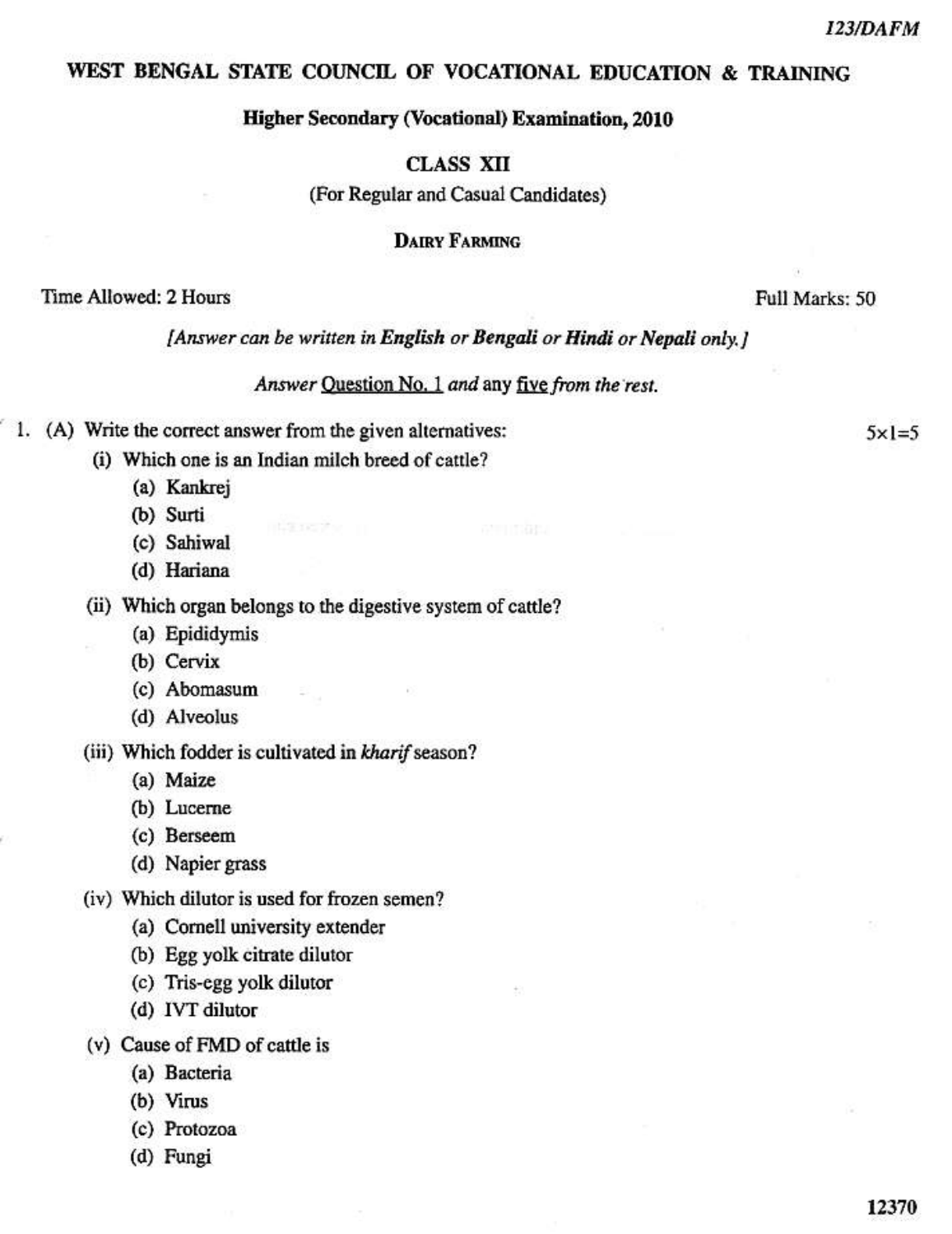123/DAFM

# WEST BENGAL STATE COUNCIL OF VOCATIONAL EDUCATION & TRAINING

## Higher Secondary (Vocational) Examination, 2010

## CLASS XII

(For Regular and Casual Candidates)

### DAIRY FARMING

Time Allowed: 2 Hours — Full Marks: 50

*[Answer can be written in **English** or **Bengali** or **Hindi** or **Nepali** only.]*

*Answer* Question No. 1 *and* any five *from the rest.*

1. (A) Write the correct answer from the given alternatives: 5×1=5

   (i) Which one is an Indian milch breed of cattle?
   - (a) Kankrej
   - (b) Surti
   - (c) Sahiwal
   - (d) Hariana

   (ii) Which organ belongs to the digestive system of cattle?
   - (a) Epididymis
   - (b) Cervix
   - (c) Abomasum
   - (d) Alveolus

   (iii) Which fodder is cultivated in *kharif* season?
   - (a) Maize
   - (b) Lucerne
   - (c) Berseem
   - (d) Napier grass

   (iv) Which dilutor is used for frozen semen?
   - (a) Cornell university extender
   - (b) Egg yolk citrate dilutor
   - (c) Tris-egg yolk dilutor
   - (d) IVT dilutor

   (v) Cause of FMD of cattle is
   - (a) Bacteria
   - (b) Virus
   - (c) Protozoa
   - (d) Fungi

12370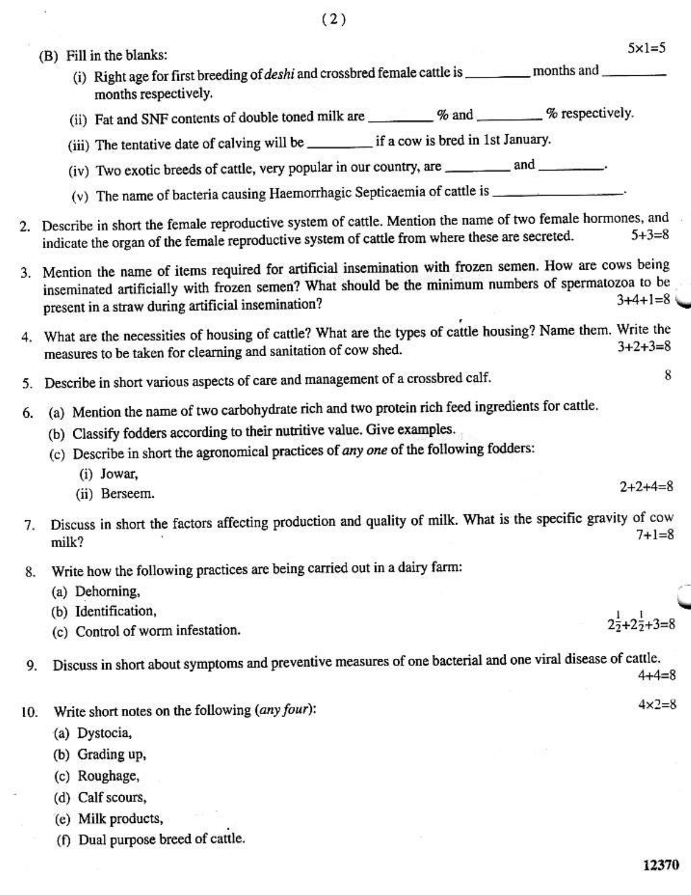(B) Fill in the blanks: 5×1=5

(i) Right age for first breeding of *deshi* and crossbred female cattle is ________ months and ________ months respectively.

(ii) Fat and SNF contents of double toned milk are ________ % and ________ % respectively.

(iii) The tentative date of calving will be ________ if a cow is bred in 1st January.

(iv) Two exotic breeds of cattle, very popular in our country, are ________ and ________.

(v) The name of bacteria causing Haemorrhagic Septicaemia of cattle is ________________.

2. Describe in short the female reproductive system of cattle. Mention the name of two female hormones, and indicate the organ of the female reproductive system of cattle from where these are secreted. 5+3=8

3. Mention the name of items required for artificial insemination with frozen semen. How are cows being inseminated artificially with frozen semen? What should be the minimum numbers of spermatozoa to be present in a straw during artificial insemination? 3+4+1=8

4. What are the necessities of housing of cattle? What are the types of cattle housing? Name them. Write the measures to be taken for clearning and sanitation of cow shed. 3+2+3=8

5. Describe in short various aspects of care and management of a crossbred calf. 8

6. (a) Mention the name of two carbohydrate rich and two protein rich feed ingredients for cattle.

   (b) Classify fodders according to their nutritive value. Give examples.

   (c) Describe in short the agronomical practices of *any one* of the following fodders:

      (i) Jowar,

      (ii) Berseem. 2+2+4=8

7. Discuss in short the factors affecting production and quality of milk. What is the specific gravity of cow milk? 7+1=8

8. Write how the following practices are being carried out in a dairy farm:

   (a) Dehorning,

   (b) Identification,

   (c) Control of worm infestation. $2\frac{1}{2}+2\frac{1}{2}+3=8$

9. Discuss in short about symptoms and preventive measures of one bacterial and one viral disease of cattle. 4+4=8

10. Write short notes on the following (*any four*): 4×2=8

   (a) Dystocia,

   (b) Grading up,

   (c) Roughage,

   (d) Calf scours,

   (e) Milk products,

   (f) Dual purpose breed of cattle.

12370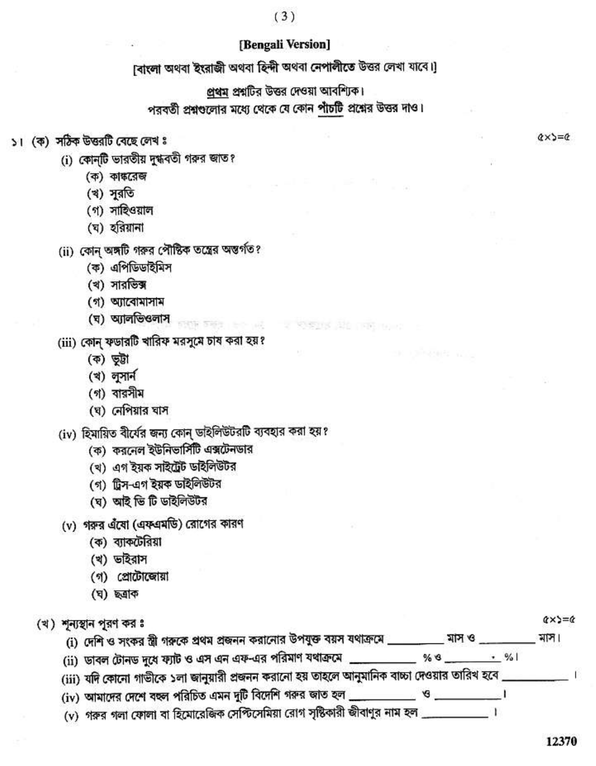## [Bengali Version]

[বাংলা অথবা ইংরাজী অথবা হিন্দী অথবা নেপালীতে উত্তর লেখা যাবে।]

<u>প্রথম</u> প্রশ্নটির উত্তর দেওয়া আবশ্যিক।

পরবর্তী প্রশ্নগুলোর মধ্যে থেকে যে কোন <u>পাঁচটি</u> প্রশ্নের উত্তর দাও।

১। (ক) সঠিক উত্তরটি বেছে লেখ : ৫×১=৫

(i) কোন্‌টি ভারতীয় দুগ্ধবতী গরুর জাত?
- (ক) কাঙ্করেজ
- (খ) সুরতি
- (গ) সাহিওয়াল
- (ঘ) হরিয়ানা

(ii) কোন্‌ অঙ্গটি গরুর পৌষ্টিক তন্ত্রের অন্তর্গত?
- (ক) এপিডিডাইমিস
- (খ) সারভিক্স
- (গ) অ্যাবোমাসাম
- (ঘ) অ্যালভিওলাস

(iii) কোন্‌ ফডারটি খারিফ মরসুমে চাষ করা হয়?
- (ক) ভুট্টা
- (খ) লুসার্ন
- (গ) বারসীম
- (ঘ) নেপিয়ার ঘাস

(iv) হিমায়িত বীর্যের জন্য কোন্‌ ডাইলিউটরটি ব্যবহার করা হয়?
- (ক) করনেল ইউনিভার্সিটি এক্সটেনডার
- (খ) এগ ইয়ক সাইট্রেট ডাইলিউটর
- (গ) ট্রিস-এগ ইয়ক ডাইলিউটর
- (ঘ) আই ভি টি ডাইলিউটর

(v) গরুর এঁষো (এফএমডি) রোগের কারণ
- (ক) ব্যাকটেরিয়া
- (খ) ভাইরাস
- (গ) প্রোটোজোয়া
- (ঘ) ছত্রাক

(খ) শূন্যস্থান পূরণ কর : ৫×১=৫

(i) দেশি ও সংকর স্ত্রী গরুকে প্রথম প্রজনন করানোর উপযুক্ত বয়স যথাক্রমে _________ মাস ও _________ মাস।

(ii) ডাবল টোনড দুধে ফ্যাট ও এস এন এফ-এর পরিমাণ যথাক্রমে _________ % ও _________ %।

(iii) যদি কোনো গাভীকে ১লা জানুয়ারী প্রজনন করানো হয় তাহলে আনুমানিক বাচ্চা দেওয়ার তারিখ হবে _________।

(iv) আমাদের দেশে বহুল পরিচিত এমন দুটি বিদেশি গরুর জাত হল _________ ও _________।

(v) গরুর গলা ফোলা বা হিমোরেজিক সেপ্টিসেমিয়া রোগ সৃষ্টিকারী জীবাণুর নাম হল _________।

12370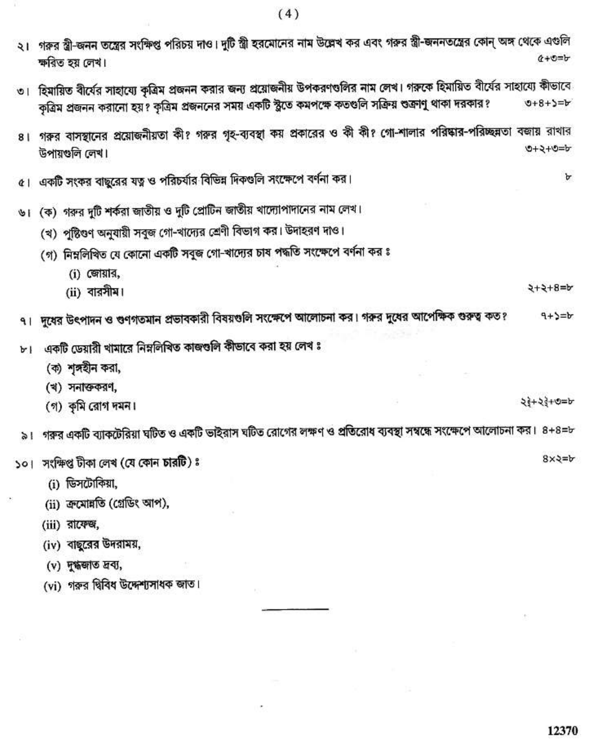২। গরুর স্ত্রী-জনন তন্ত্রের সংক্ষিপ্ত পরিচয় দাও। দুটি স্ত্রী হরমোনের নাম উল্লেখ কর এবং গরুর স্ত্রী-জননতন্ত্রের কোন্ অঙ্গ থেকে এগুলি ক্ষরিত হয় লেখ। ৫+৩=৮

৩। হিমায়িত বীর্যের সাহায্যে কৃত্রিম প্রজনন করার জন্য প্রয়োজনীয় উপকরণগুলির নাম লেখ। গরুকে হিমায়িত বীর্যের সাহায্যে কীভাবে কৃত্রিম প্রজনন করানো হয়? কৃত্রিম প্রজননের সময় একটি স্ট্রতে কমপক্ষে কতগুলি সক্রিয় শুক্রাণু থাকা দরকার? ৩+৪+১=৮

৪। গরুর বাসস্থানের প্রয়োজনীয়তা কী? গরুর গৃহ-ব্যবস্থা কয় প্রকারের ও কী কী? গো-শালার পরিষ্কার-পরিচ্ছন্নতা বজায় রাখার উপায়গুলি লেখ। ৩+২+৩=৮

৫। একটি সংকর বাছুরের যত্ন ও পরিচর্যার বিভিন্ন দিকগুলি সংক্ষেপে বর্ণনা কর। ৮

৬। (ক) গরুর দুটি শর্করা জাতীয় ও দুটি প্রোটিন জাতীয় খাদ্যোপাদানের নাম লেখ।

(খ) পুষ্টিগুণ অনুযায়ী সবুজ গো-খাদ্যের শ্রেণী বিভাগ কর। উদাহরণ দাও।

(গ) নিম্নলিখিত যে কোনো একটি সবুজ গো-খাদ্যের চাষ পদ্ধতি সংক্ষেপে বর্ণনা কর :

(i) জোয়ার,

(ii) বারসীম। ২+২+৪=৮

৭। দুধের উৎপাদন ও গুণগতমান প্রভাবকারী বিষয়গুলি সংক্ষেপে আলোচনা কর। গরুর দুধের আপেক্ষিক গুরুত্ব কত? ৭+১=৮

৮। একটি ডেয়ারী খামারে নিম্নলিখিত কাজগুলি কীভাবে করা হয় লেখ :

(ক) শৃঙ্গহীন করা,

(খ) সনাক্তকরণ,

(গ) কৃমি রোগ দমন। ২½+২½+৩=৮

৯। গরুর একটি ব্যাকটেরিয়া ঘটিত ও একটি ভাইরাস ঘটিত রোগের লক্ষণ ও প্রতিরোধ ব্যবস্থা সম্বন্ধে সংক্ষেপে আলোচনা কর। ৪+৪=৮

১০। সংক্ষিপ্ত টীকা লেখ (যে কোন **চারটি**) : ৪×২=৮

(i) ডিসটোকিয়া,

(ii) ক্রমোন্নতি (গ্রেডিং আপ),

(iii) রাফেজ,

(iv) বাছুরের উদরাময়,

(v) দুগ্ধজাত দ্রব্য,

(vi) গরুর দ্বিবিধ উদ্দেশ্যসাধক জাত।

12370